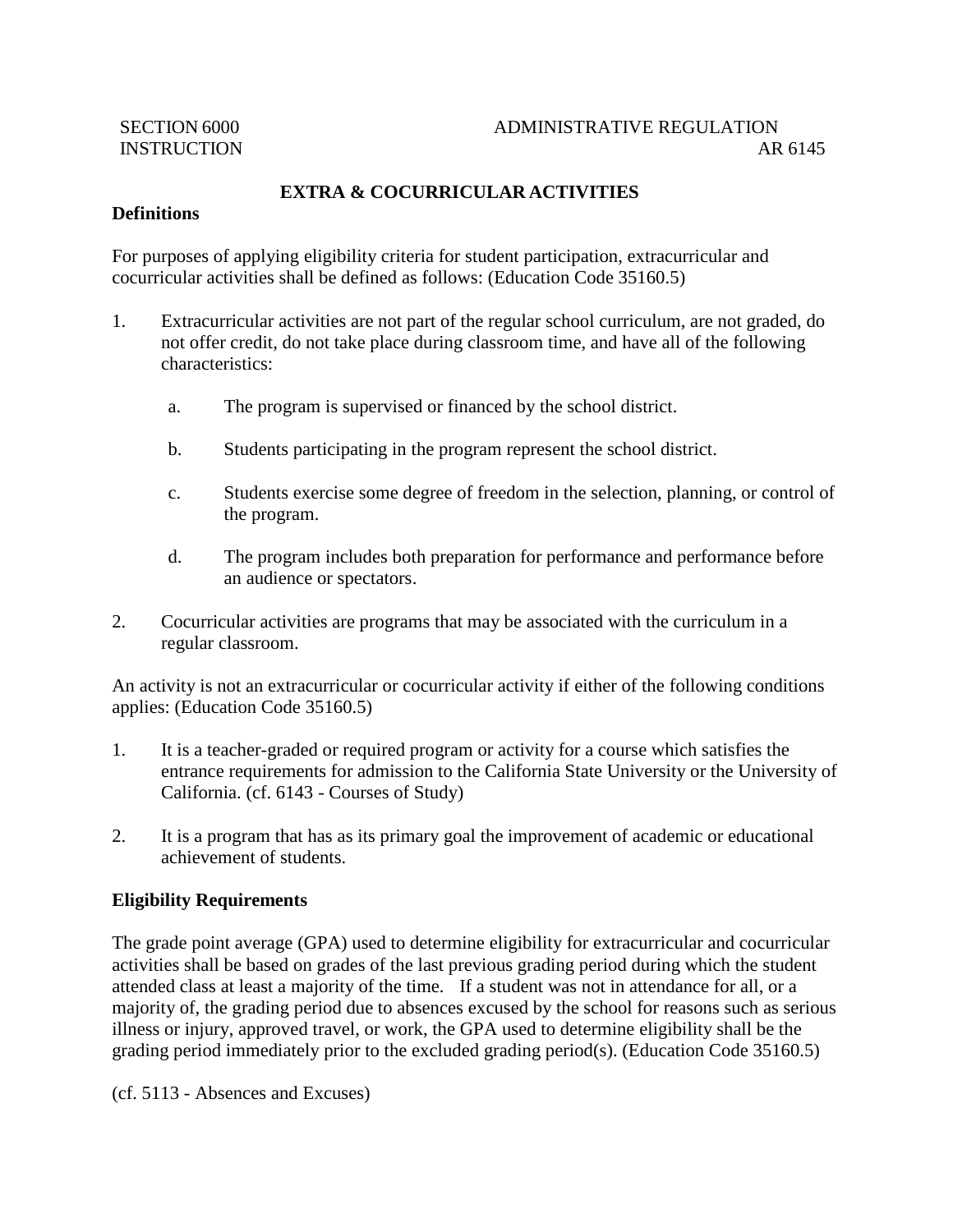SECTION 6000 ADMINISTRATIVE REGULATION
INSTRUCTION AR 6145

# EXTRA & COCURRICULAR ACTIVITIES

## Definitions

For purposes of applying eligibility criteria for student participation, extracurricular and cocurricular activities shall be defined as follows: (Education Code 35160.5)

1. Extracurricular activities are not part of the regular school curriculum, are not graded, do not offer credit, do not take place during classroom time, and have all of the following characteristics:

   a. The program is supervised or financed by the school district.

   b. Students participating in the program represent the school district.

   c. Students exercise some degree of freedom in the selection, planning, or control of the program.

   d. The program includes both preparation for performance and performance before an audience or spectators.

2. Cocurricular activities are programs that may be associated with the curriculum in a regular classroom.

An activity is not an extracurricular or cocurricular activity if either of the following conditions applies: (Education Code 35160.5)

1. It is a teacher-graded or required program or activity for a course which satisfies the entrance requirements for admission to the California State University or the University of California. (cf. 6143 - Courses of Study)

2. It is a program that has as its primary goal the improvement of academic or educational achievement of students.

## Eligibility Requirements

The grade point average (GPA) used to determine eligibility for extracurricular and cocurricular activities shall be based on grades of the last previous grading period during which the student attended class at least a majority of the time. If a student was not in attendance for all, or a majority of, the grading period due to absences excused by the school for reasons such as serious illness or injury, approved travel, or work, the GPA used to determine eligibility shall be the grading period immediately prior to the excluded grading period(s). (Education Code 35160.5)

(cf. 5113 - Absences and Excuses)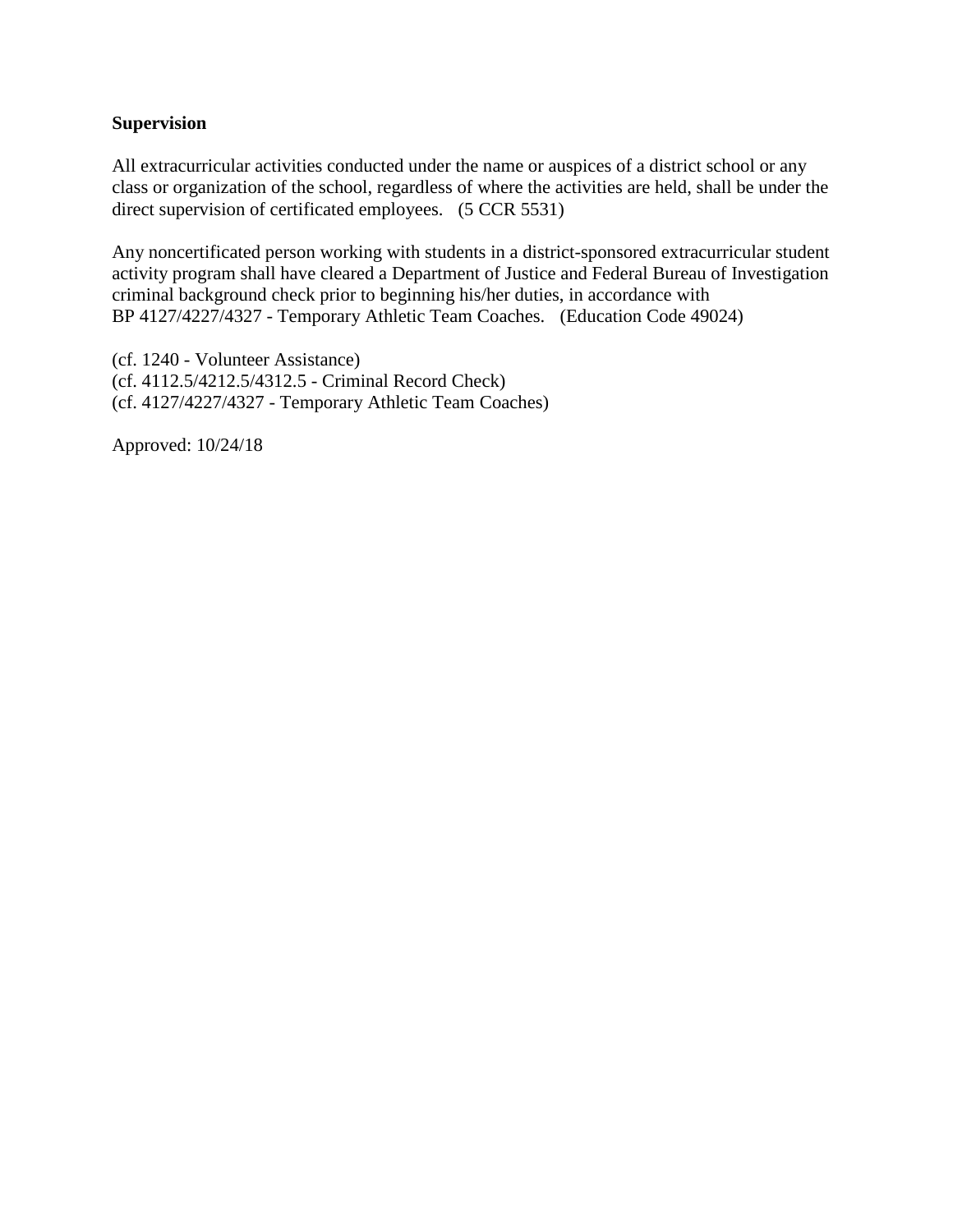**Supervision**

All extracurricular activities conducted under the name or auspices of a district school or any class or organization of the school, regardless of where the activities are held, shall be under the direct supervision of certificated employees. (5 CCR 5531)

Any noncertificated person working with students in a district-sponsored extracurricular student activity program shall have cleared a Department of Justice and Federal Bureau of Investigation criminal background check prior to beginning his/her duties, in accordance with BP 4127/4227/4327 - Temporary Athletic Team Coaches. (Education Code 49024)

(cf. 1240 - Volunteer Assistance)
(cf. 4112.5/4212.5/4312.5 - Criminal Record Check)
(cf. 4127/4227/4327 - Temporary Athletic Team Coaches)

Approved: 10/24/18